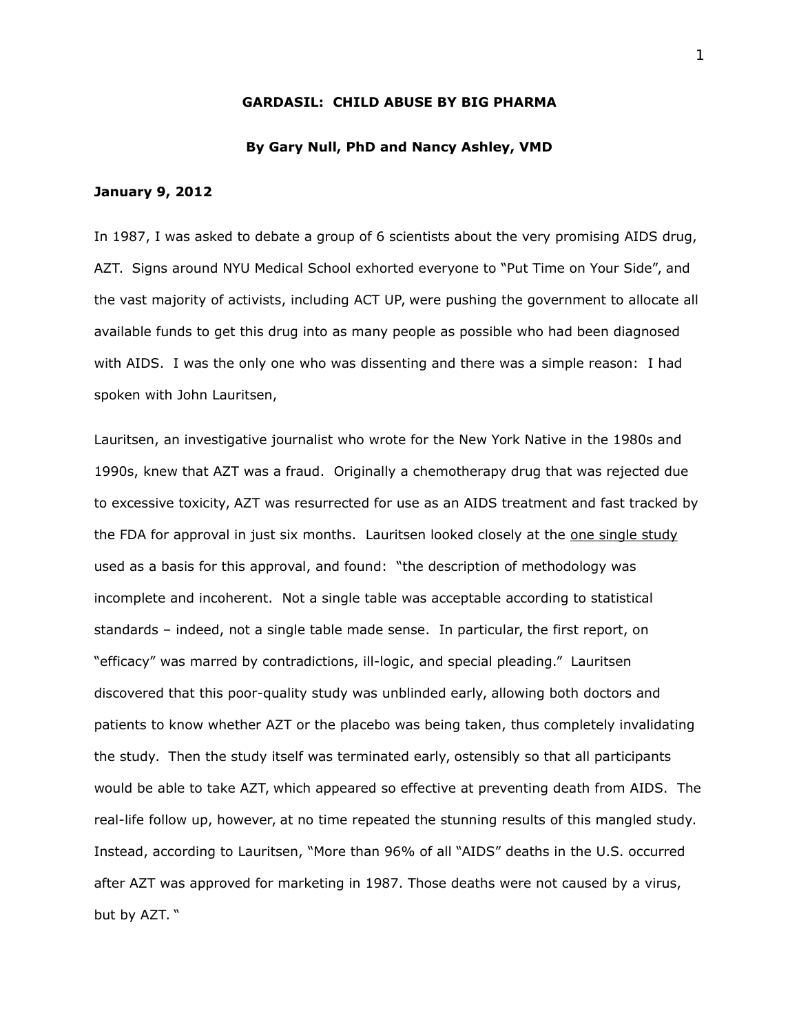# GARDASIL: CHILD ABUSE BY BIG PHARMA

**By Gary Null, PhD and Nancy Ashley, VMD**

**January 9, 2012**

In 1987, I was asked to debate a group of 6 scientists about the very promising AIDS drug, AZT. Signs around NYU Medical School exhorted everyone to "Put Time on Your Side", and the vast majority of activists, including ACT UP, were pushing the government to allocate all available funds to get this drug into as many people as possible who had been diagnosed with AIDS. I was the only one who was dissenting and there was a simple reason: I had spoken with John Lauritsen,

Lauritsen, an investigative journalist who wrote for the New York Native in the 1980s and 1990s, knew that AZT was a fraud. Originally a chemotherapy drug that was rejected due to excessive toxicity, AZT was resurrected for use as an AIDS treatment and fast tracked by the FDA for approval in just six months. Lauritsen looked closely at the <u>one single study</u> used as a basis for this approval, and found: "the description of methodology was incomplete and incoherent. Not a single table was acceptable according to statistical standards – indeed, not a single table made sense. In particular, the first report, on "efficacy" was marred by contradictions, ill-logic, and special pleading." Lauritsen discovered that this poor-quality study was unblinded early, allowing both doctors and patients to know whether AZT or the placebo was being taken, thus completely invalidating the study. Then the study itself was terminated early, ostensibly so that all participants would be able to take AZT, which appeared so effective at preventing death from AIDS. The real-life follow up, however, at no time repeated the stunning results of this mangled study. Instead, according to Lauritsen, "More than 96% of all "AIDS" deaths in the U.S. occurred after AZT was approved for marketing in 1987. Those deaths were not caused by a virus, but by AZT. "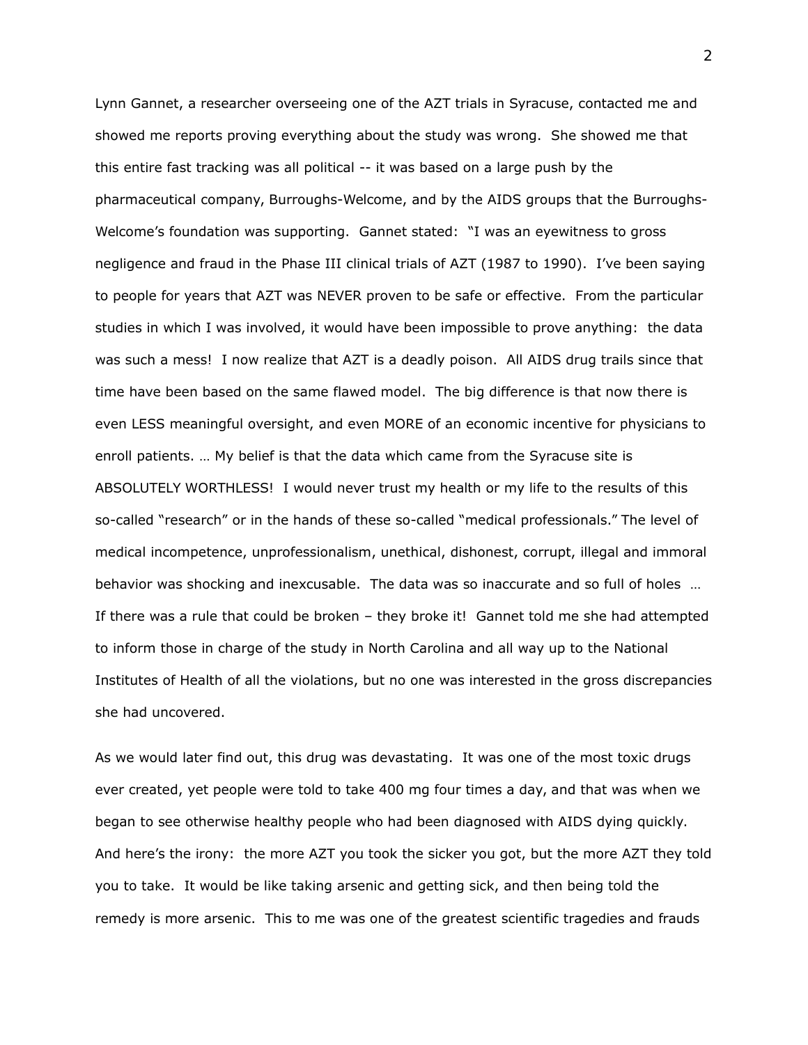Lynn Gannet, a researcher overseeing one of the AZT trials in Syracuse, contacted me and showed me reports proving everything about the study was wrong. She showed me that this entire fast tracking was all political -- it was based on a large push by the pharmaceutical company, Burroughs-Welcome, and by the AIDS groups that the Burroughs-Welcome's foundation was supporting. Gannet stated: "I was an eyewitness to gross negligence and fraud in the Phase III clinical trials of AZT (1987 to 1990). I've been saying to people for years that AZT was NEVER proven to be safe or effective. From the particular studies in which I was involved, it would have been impossible to prove anything: the data was such a mess! I now realize that AZT is a deadly poison. All AIDS drug trails since that time have been based on the same flawed model. The big difference is that now there is even LESS meaningful oversight, and even MORE of an economic incentive for physicians to enroll patients. … My belief is that the data which came from the Syracuse site is ABSOLUTELY WORTHLESS! I would never trust my health or my life to the results of this so-called "research" or in the hands of these so-called "medical professionals." The level of medical incompetence, unprofessionalism, unethical, dishonest, corrupt, illegal and immoral behavior was shocking and inexcusable. The data was so inaccurate and so full of holes … If there was a rule that could be broken – they broke it! Gannet told me she had attempted to inform those in charge of the study in North Carolina and all way up to the National Institutes of Health of all the violations, but no one was interested in the gross discrepancies she had uncovered.

As we would later find out, this drug was devastating. It was one of the most toxic drugs ever created, yet people were told to take 400 mg four times a day, and that was when we began to see otherwise healthy people who had been diagnosed with AIDS dying quickly. And here's the irony: the more AZT you took the sicker you got, but the more AZT they told you to take. It would be like taking arsenic and getting sick, and then being told the remedy is more arsenic. This to me was one of the greatest scientific tragedies and frauds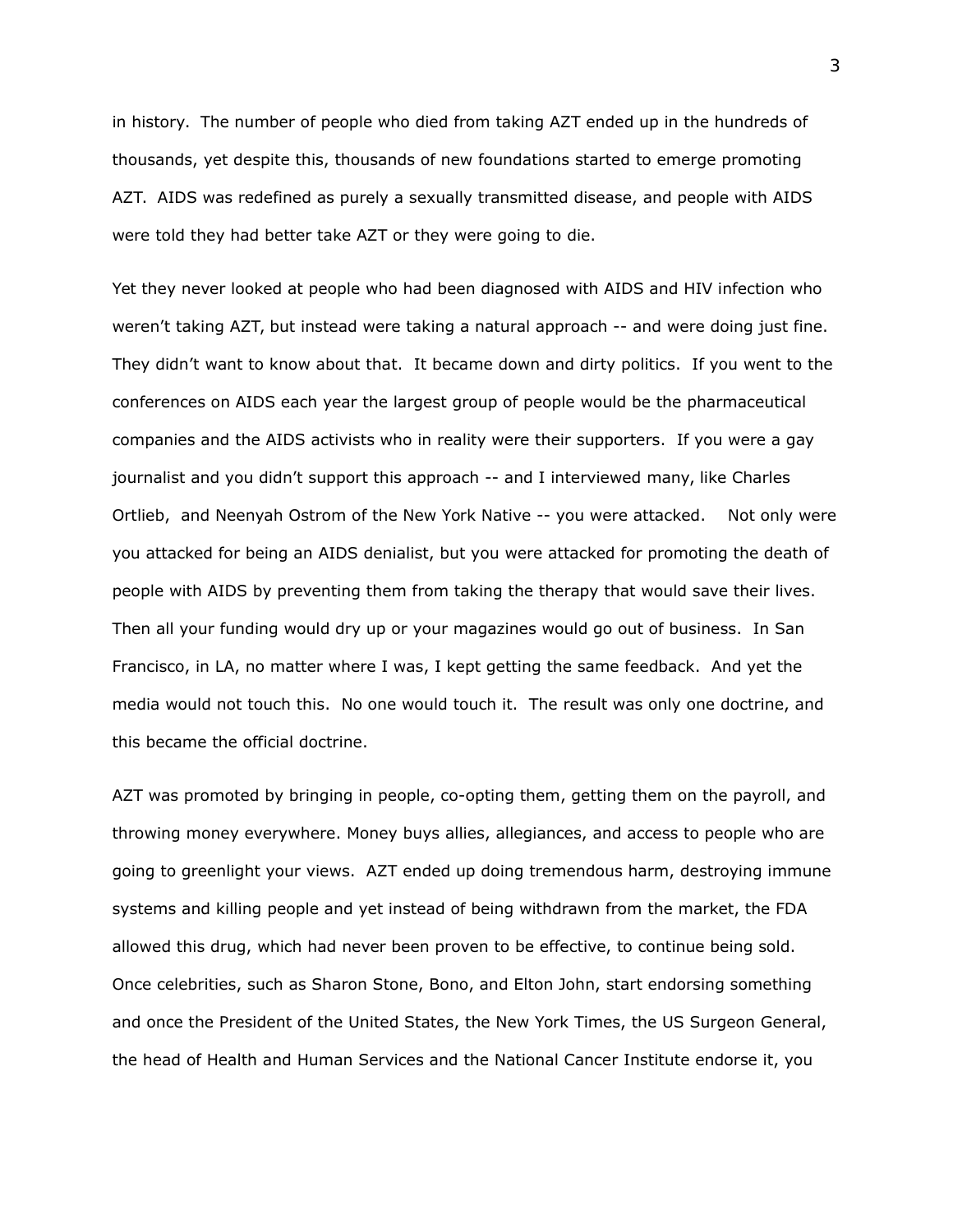in history. The number of people who died from taking AZT ended up in the hundreds of thousands, yet despite this, thousands of new foundations started to emerge promoting AZT. AIDS was redefined as purely a sexually transmitted disease, and people with AIDS were told they had better take AZT or they were going to die.

Yet they never looked at people who had been diagnosed with AIDS and HIV infection who weren't taking AZT, but instead were taking a natural approach -- and were doing just fine. They didn't want to know about that. It became down and dirty politics. If you went to the conferences on AIDS each year the largest group of people would be the pharmaceutical companies and the AIDS activists who in reality were their supporters. If you were a gay journalist and you didn't support this approach -- and I interviewed many, like Charles Ortlieb, and Neenyah Ostrom of the New York Native -- you were attacked. Not only were you attacked for being an AIDS denialist, but you were attacked for promoting the death of people with AIDS by preventing them from taking the therapy that would save their lives. Then all your funding would dry up or your magazines would go out of business. In San Francisco, in LA, no matter where I was, I kept getting the same feedback. And yet the media would not touch this. No one would touch it. The result was only one doctrine, and this became the official doctrine.

AZT was promoted by bringing in people, co-opting them, getting them on the payroll, and throwing money everywhere. Money buys allies, allegiances, and access to people who are going to greenlight your views. AZT ended up doing tremendous harm, destroying immune systems and killing people and yet instead of being withdrawn from the market, the FDA allowed this drug, which had never been proven to be effective, to continue being sold. Once celebrities, such as Sharon Stone, Bono, and Elton John, start endorsing something and once the President of the United States, the New York Times, the US Surgeon General, the head of Health and Human Services and the National Cancer Institute endorse it, you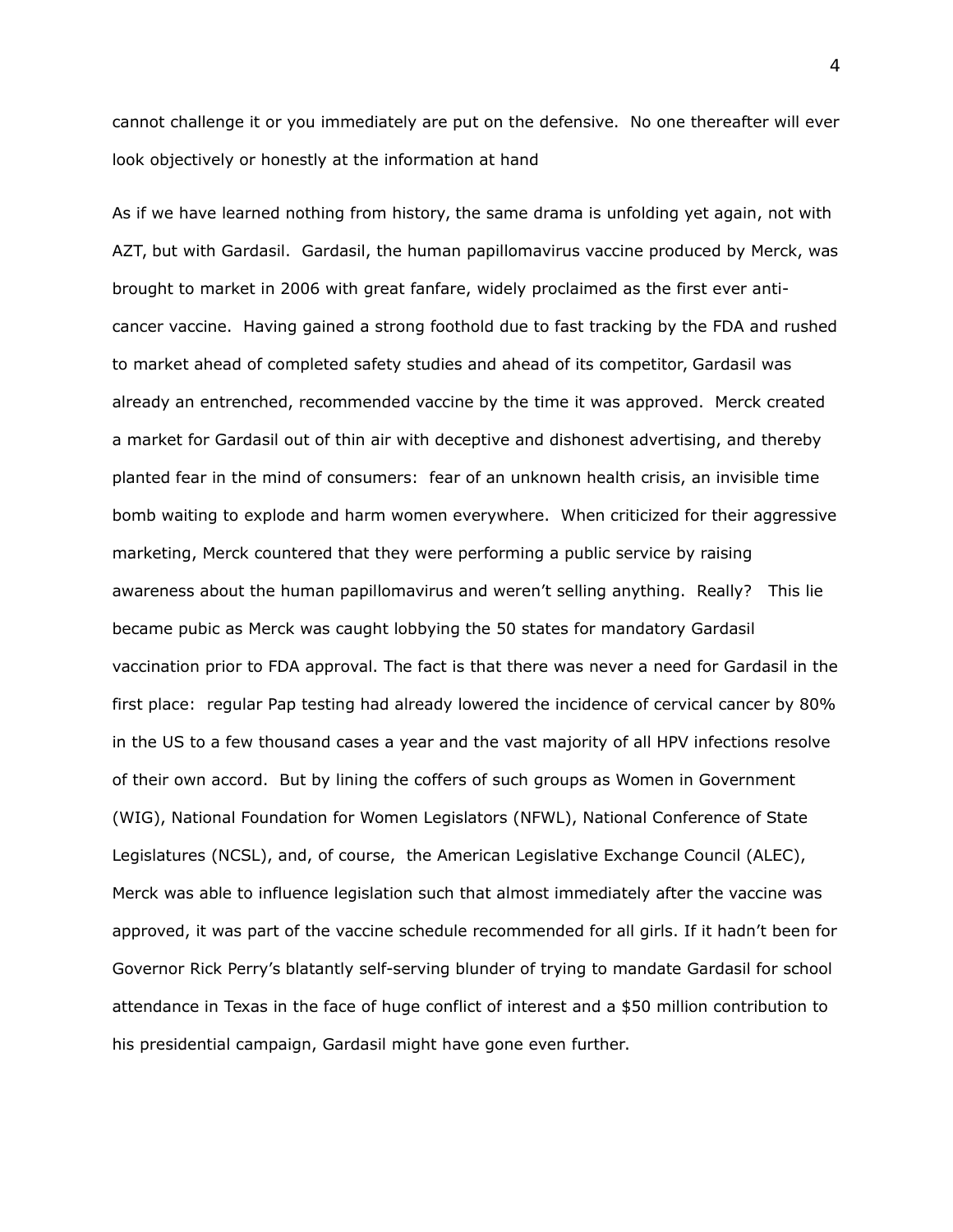cannot challenge it or you immediately are put on the defensive. No one thereafter will ever look objectively or honestly at the information at hand

As if we have learned nothing from history, the same drama is unfolding yet again, not with AZT, but with Gardasil. Gardasil, the human papillomavirus vaccine produced by Merck, was brought to market in 2006 with great fanfare, widely proclaimed as the first ever anti-cancer vaccine. Having gained a strong foothold due to fast tracking by the FDA and rushed to market ahead of completed safety studies and ahead of its competitor, Gardasil was already an entrenched, recommended vaccine by the time it was approved. Merck created a market for Gardasil out of thin air with deceptive and dishonest advertising, and thereby planted fear in the mind of consumers: fear of an unknown health crisis, an invisible time bomb waiting to explode and harm women everywhere. When criticized for their aggressive marketing, Merck countered that they were performing a public service by raising awareness about the human papillomavirus and weren't selling anything. Really? This lie became pubic as Merck was caught lobbying the 50 states for mandatory Gardasil vaccination prior to FDA approval. The fact is that there was never a need for Gardasil in the first place: regular Pap testing had already lowered the incidence of cervical cancer by 80% in the US to a few thousand cases a year and the vast majority of all HPV infections resolve of their own accord. But by lining the coffers of such groups as Women in Government (WIG), National Foundation for Women Legislators (NFWL), National Conference of State Legislatures (NCSL), and, of course, the American Legislative Exchange Council (ALEC), Merck was able to influence legislation such that almost immediately after the vaccine was approved, it was part of the vaccine schedule recommended for all girls. If it hadn't been for Governor Rick Perry's blatantly self-serving blunder of trying to mandate Gardasil for school attendance in Texas in the face of huge conflict of interest and a $50 million contribution to his presidential campaign, Gardasil might have gone even further.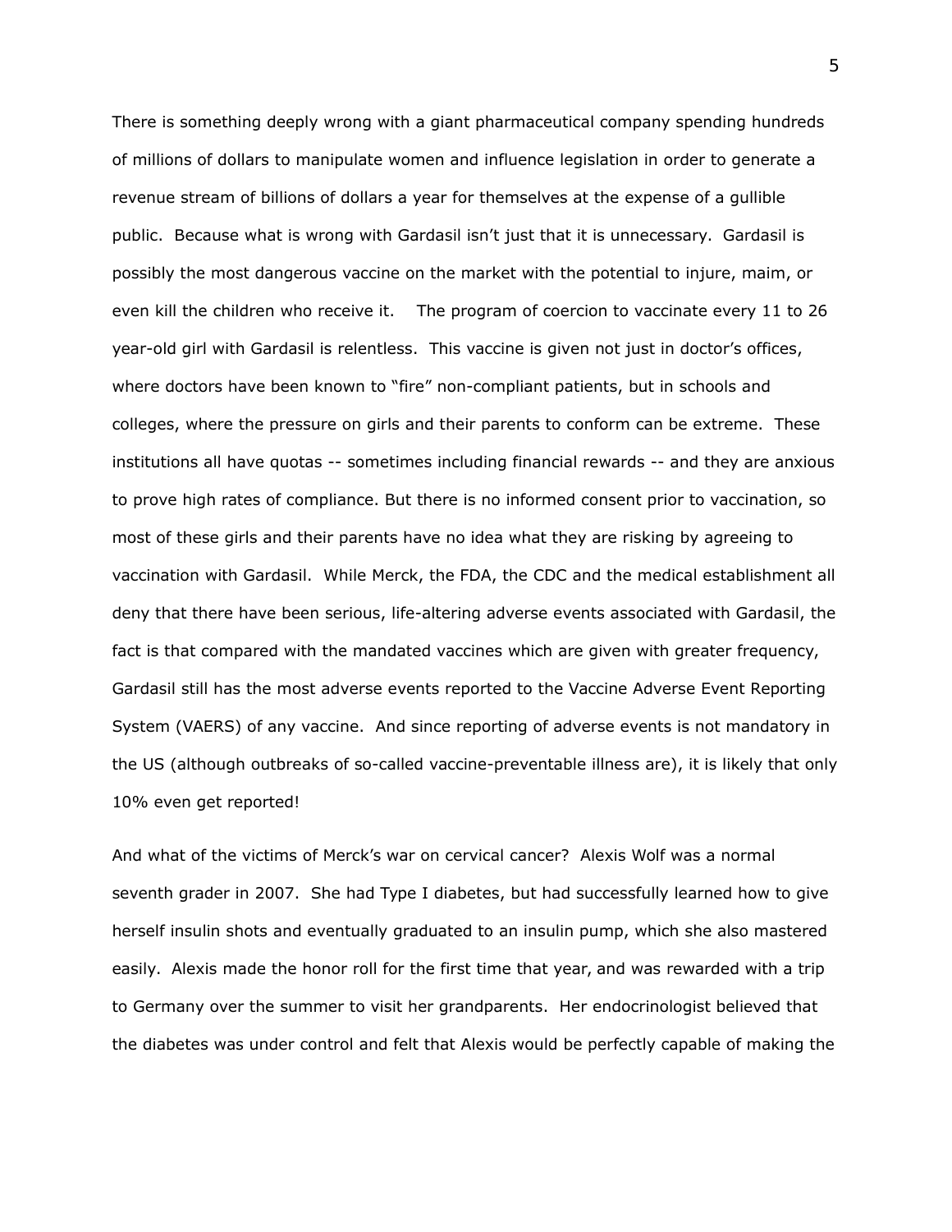There is something deeply wrong with a giant pharmaceutical company spending hundreds of millions of dollars to manipulate women and influence legislation in order to generate a revenue stream of billions of dollars a year for themselves at the expense of a gullible public. Because what is wrong with Gardasil isn't just that it is unnecessary. Gardasil is possibly the most dangerous vaccine on the market with the potential to injure, maim, or even kill the children who receive it. The program of coercion to vaccinate every 11 to 26 year-old girl with Gardasil is relentless. This vaccine is given not just in doctor's offices, where doctors have been known to "fire" non-compliant patients, but in schools and colleges, where the pressure on girls and their parents to conform can be extreme. These institutions all have quotas -- sometimes including financial rewards -- and they are anxious to prove high rates of compliance. But there is no informed consent prior to vaccination, so most of these girls and their parents have no idea what they are risking by agreeing to vaccination with Gardasil. While Merck, the FDA, the CDC and the medical establishment all deny that there have been serious, life-altering adverse events associated with Gardasil, the fact is that compared with the mandated vaccines which are given with greater frequency, Gardasil still has the most adverse events reported to the Vaccine Adverse Event Reporting System (VAERS) of any vaccine. And since reporting of adverse events is not mandatory in the US (although outbreaks of so-called vaccine-preventable illness are), it is likely that only 10% even get reported!

And what of the victims of Merck's war on cervical cancer? Alexis Wolf was a normal seventh grader in 2007. She had Type I diabetes, but had successfully learned how to give herself insulin shots and eventually graduated to an insulin pump, which she also mastered easily. Alexis made the honor roll for the first time that year, and was rewarded with a trip to Germany over the summer to visit her grandparents. Her endocrinologist believed that the diabetes was under control and felt that Alexis would be perfectly capable of making the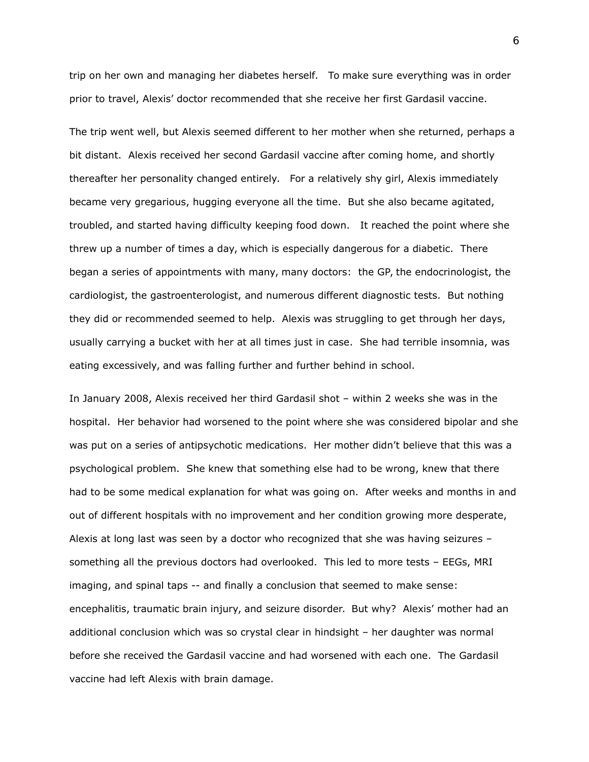trip on her own and managing her diabetes herself. To make sure everything was in order prior to travel, Alexis' doctor recommended that she receive her first Gardasil vaccine.

The trip went well, but Alexis seemed different to her mother when she returned, perhaps a bit distant. Alexis received her second Gardasil vaccine after coming home, and shortly thereafter her personality changed entirely. For a relatively shy girl, Alexis immediately became very gregarious, hugging everyone all the time. But she also became agitated, troubled, and started having difficulty keeping food down. It reached the point where she threw up a number of times a day, which is especially dangerous for a diabetic. There began a series of appointments with many, many doctors: the GP, the endocrinologist, the cardiologist, the gastroenterologist, and numerous different diagnostic tests. But nothing they did or recommended seemed to help. Alexis was struggling to get through her days, usually carrying a bucket with her at all times just in case. She had terrible insomnia, was eating excessively, and was falling further and further behind in school.

In January 2008, Alexis received her third Gardasil shot – within 2 weeks she was in the hospital. Her behavior had worsened to the point where she was considered bipolar and she was put on a series of antipsychotic medications. Her mother didn't believe that this was a psychological problem. She knew that something else had to be wrong, knew that there had to be some medical explanation for what was going on. After weeks and months in and out of different hospitals with no improvement and her condition growing more desperate, Alexis at long last was seen by a doctor who recognized that she was having seizures – something all the previous doctors had overlooked. This led to more tests – EEGs, MRI imaging, and spinal taps -- and finally a conclusion that seemed to make sense: encephalitis, traumatic brain injury, and seizure disorder. But why? Alexis' mother had an additional conclusion which was so crystal clear in hindsight – her daughter was normal before she received the Gardasil vaccine and had worsened with each one. The Gardasil vaccine had left Alexis with brain damage.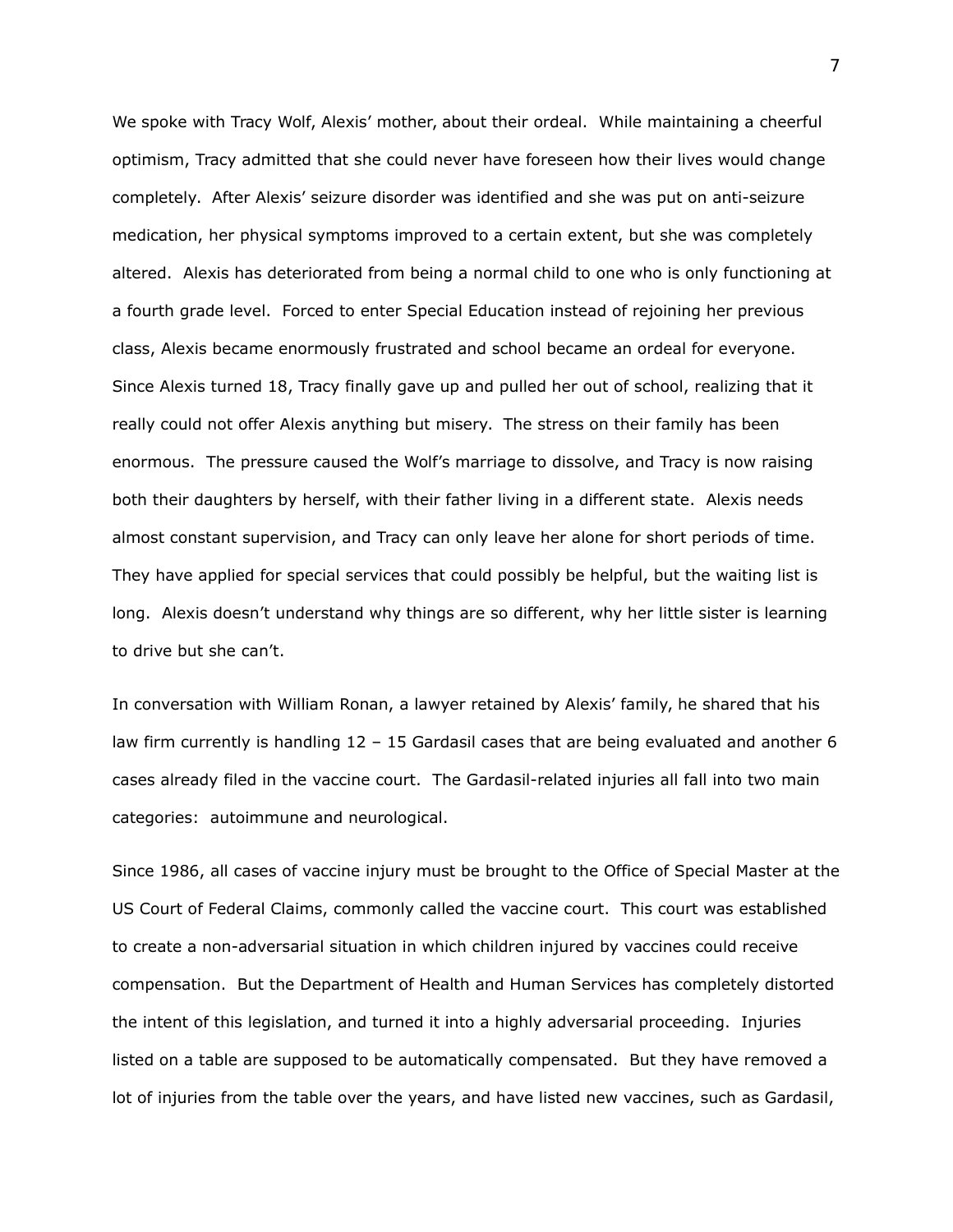We spoke with Tracy Wolf, Alexis' mother, about their ordeal. While maintaining a cheerful optimism, Tracy admitted that she could never have foreseen how their lives would change completely. After Alexis' seizure disorder was identified and she was put on anti-seizure medication, her physical symptoms improved to a certain extent, but she was completely altered. Alexis has deteriorated from being a normal child to one who is only functioning at a fourth grade level. Forced to enter Special Education instead of rejoining her previous class, Alexis became enormously frustrated and school became an ordeal for everyone. Since Alexis turned 18, Tracy finally gave up and pulled her out of school, realizing that it really could not offer Alexis anything but misery. The stress on their family has been enormous. The pressure caused the Wolf's marriage to dissolve, and Tracy is now raising both their daughters by herself, with their father living in a different state. Alexis needs almost constant supervision, and Tracy can only leave her alone for short periods of time. They have applied for special services that could possibly be helpful, but the waiting list is long. Alexis doesn't understand why things are so different, why her little sister is learning to drive but she can't.

In conversation with William Ronan, a lawyer retained by Alexis' family, he shared that his law firm currently is handling 12 – 15 Gardasil cases that are being evaluated and another 6 cases already filed in the vaccine court. The Gardasil-related injuries all fall into two main categories: autoimmune and neurological.

Since 1986, all cases of vaccine injury must be brought to the Office of Special Master at the US Court of Federal Claims, commonly called the vaccine court. This court was established to create a non-adversarial situation in which children injured by vaccines could receive compensation. But the Department of Health and Human Services has completely distorted the intent of this legislation, and turned it into a highly adversarial proceeding. Injuries listed on a table are supposed to be automatically compensated. But they have removed a lot of injuries from the table over the years, and have listed new vaccines, such as Gardasil,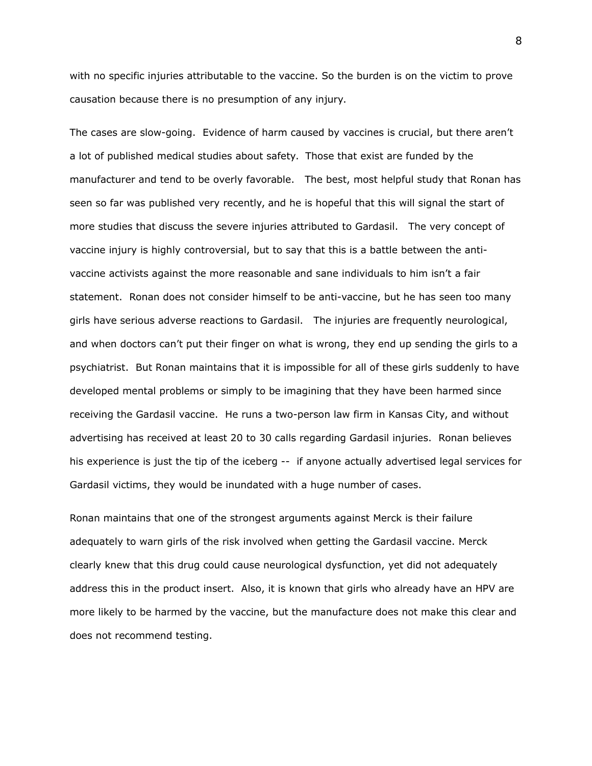with no specific injuries attributable to the vaccine. So the burden is on the victim to prove causation because there is no presumption of any injury.

The cases are slow-going. Evidence of harm caused by vaccines is crucial, but there aren't a lot of published medical studies about safety. Those that exist are funded by the manufacturer and tend to be overly favorable. The best, most helpful study that Ronan has seen so far was published very recently, and he is hopeful that this will signal the start of more studies that discuss the severe injuries attributed to Gardasil. The very concept of vaccine injury is highly controversial, but to say that this is a battle between the anti-vaccine activists against the more reasonable and sane individuals to him isn't a fair statement. Ronan does not consider himself to be anti-vaccine, but he has seen too many girls have serious adverse reactions to Gardasil. The injuries are frequently neurological, and when doctors can't put their finger on what is wrong, they end up sending the girls to a psychiatrist. But Ronan maintains that it is impossible for all of these girls suddenly to have developed mental problems or simply to be imagining that they have been harmed since receiving the Gardasil vaccine. He runs a two-person law firm in Kansas City, and without advertising has received at least 20 to 30 calls regarding Gardasil injuries. Ronan believes his experience is just the tip of the iceberg -- if anyone actually advertised legal services for Gardasil victims, they would be inundated with a huge number of cases.

Ronan maintains that one of the strongest arguments against Merck is their failure adequately to warn girls of the risk involved when getting the Gardasil vaccine. Merck clearly knew that this drug could cause neurological dysfunction, yet did not adequately address this in the product insert. Also, it is known that girls who already have an HPV are more likely to be harmed by the vaccine, but the manufacture does not make this clear and does not recommend testing.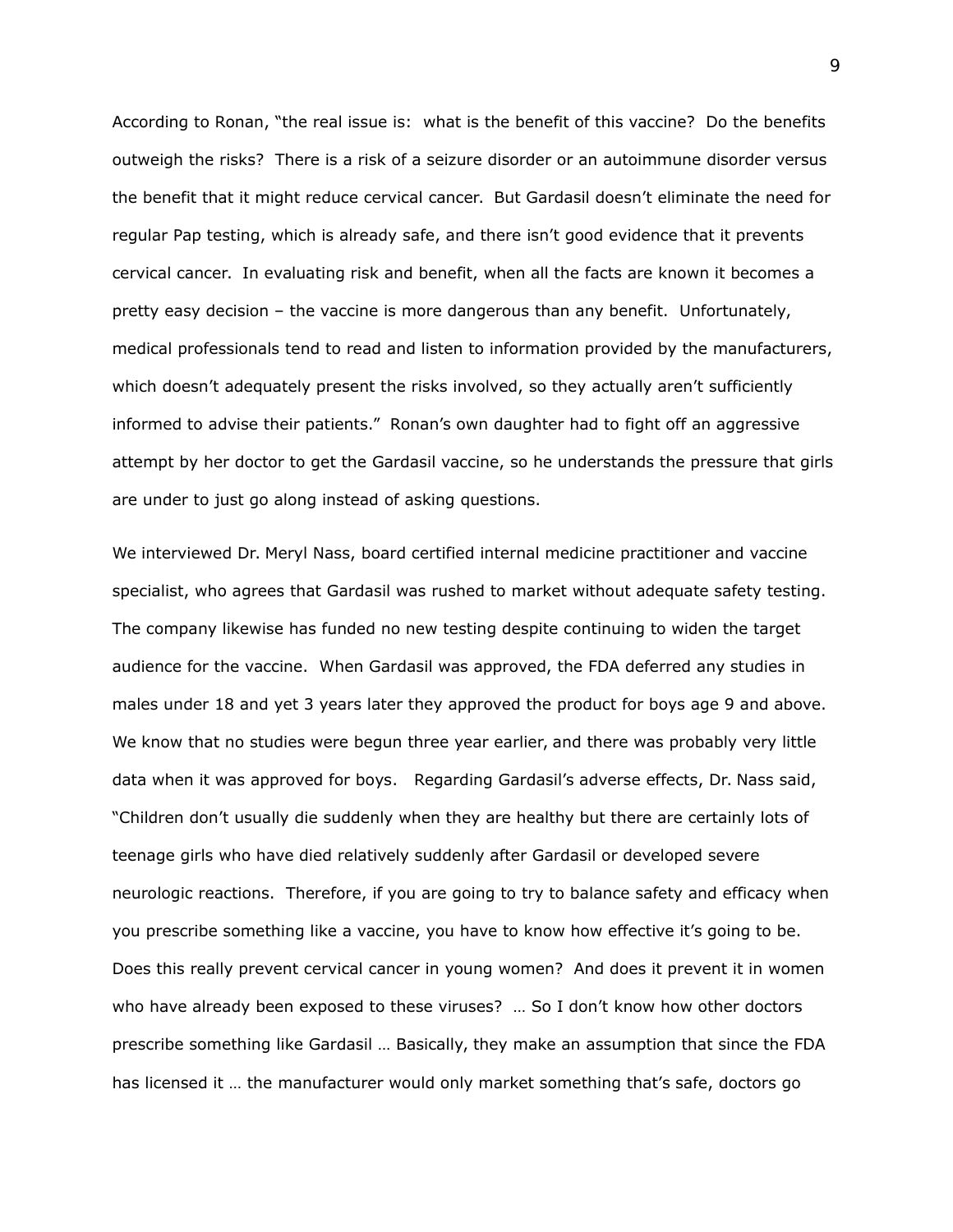According to Ronan, "the real issue is: what is the benefit of this vaccine? Do the benefits outweigh the risks? There is a risk of a seizure disorder or an autoimmune disorder versus the benefit that it might reduce cervical cancer. But Gardasil doesn't eliminate the need for regular Pap testing, which is already safe, and there isn't good evidence that it prevents cervical cancer. In evaluating risk and benefit, when all the facts are known it becomes a pretty easy decision – the vaccine is more dangerous than any benefit. Unfortunately, medical professionals tend to read and listen to information provided by the manufacturers, which doesn't adequately present the risks involved, so they actually aren't sufficiently informed to advise their patients." Ronan's own daughter had to fight off an aggressive attempt by her doctor to get the Gardasil vaccine, so he understands the pressure that girls are under to just go along instead of asking questions.

We interviewed Dr. Meryl Nass, board certified internal medicine practitioner and vaccine specialist, who agrees that Gardasil was rushed to market without adequate safety testing. The company likewise has funded no new testing despite continuing to widen the target audience for the vaccine. When Gardasil was approved, the FDA deferred any studies in males under 18 and yet 3 years later they approved the product for boys age 9 and above. We know that no studies were begun three year earlier, and there was probably very little data when it was approved for boys. Regarding Gardasil's adverse effects, Dr. Nass said, "Children don't usually die suddenly when they are healthy but there are certainly lots of teenage girls who have died relatively suddenly after Gardasil or developed severe neurologic reactions. Therefore, if you are going to try to balance safety and efficacy when you prescribe something like a vaccine, you have to know how effective it's going to be. Does this really prevent cervical cancer in young women? And does it prevent it in women who have already been exposed to these viruses? … So I don't know how other doctors prescribe something like Gardasil … Basically, they make an assumption that since the FDA has licensed it … the manufacturer would only market something that's safe, doctors go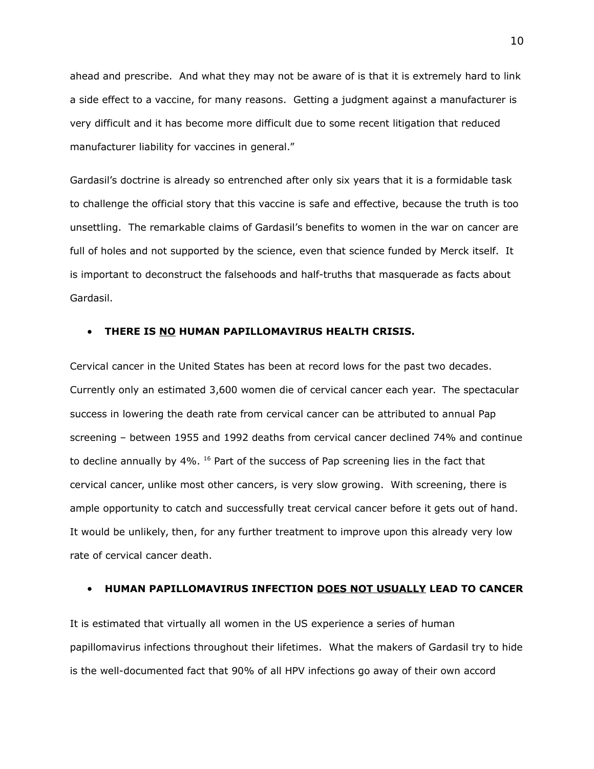ahead and prescribe. And what they may not be aware of is that it is extremely hard to link a side effect to a vaccine, for many reasons. Getting a judgment against a manufacturer is very difficult and it has become more difficult due to some recent litigation that reduced manufacturer liability for vaccines in general."

Gardasil's doctrine is already so entrenched after only six years that it is a formidable task to challenge the official story that this vaccine is safe and effective, because the truth is too unsettling. The remarkable claims of Gardasil's benefits to women in the war on cancer are full of holes and not supported by the science, even that science funded by Merck itself. It is important to deconstruct the falsehoods and half-truths that masquerade as facts about Gardasil.

- **THERE IS <u>NO</u> HUMAN PAPILLOMAVIRUS HEALTH CRISIS.**

Cervical cancer in the United States has been at record lows for the past two decades. Currently only an estimated 3,600 women die of cervical cancer each year. The spectacular success in lowering the death rate from cervical cancer can be attributed to annual Pap screening – between 1955 and 1992 deaths from cervical cancer declined 74% and continue to decline annually by 4%. [16] Part of the success of Pap screening lies in the fact that cervical cancer, unlike most other cancers, is very slow growing. With screening, there is ample opportunity to catch and successfully treat cervical cancer before it gets out of hand. It would be unlikely, then, for any further treatment to improve upon this already very low rate of cervical cancer death.

- **HUMAN PAPILLOMAVIRUS INFECTION <u>DOES NOT USUALLY</u> LEAD TO CANCER**

It is estimated that virtually all women in the US experience a series of human papillomavirus infections throughout their lifetimes. What the makers of Gardasil try to hide is the well-documented fact that 90% of all HPV infections go away of their own accord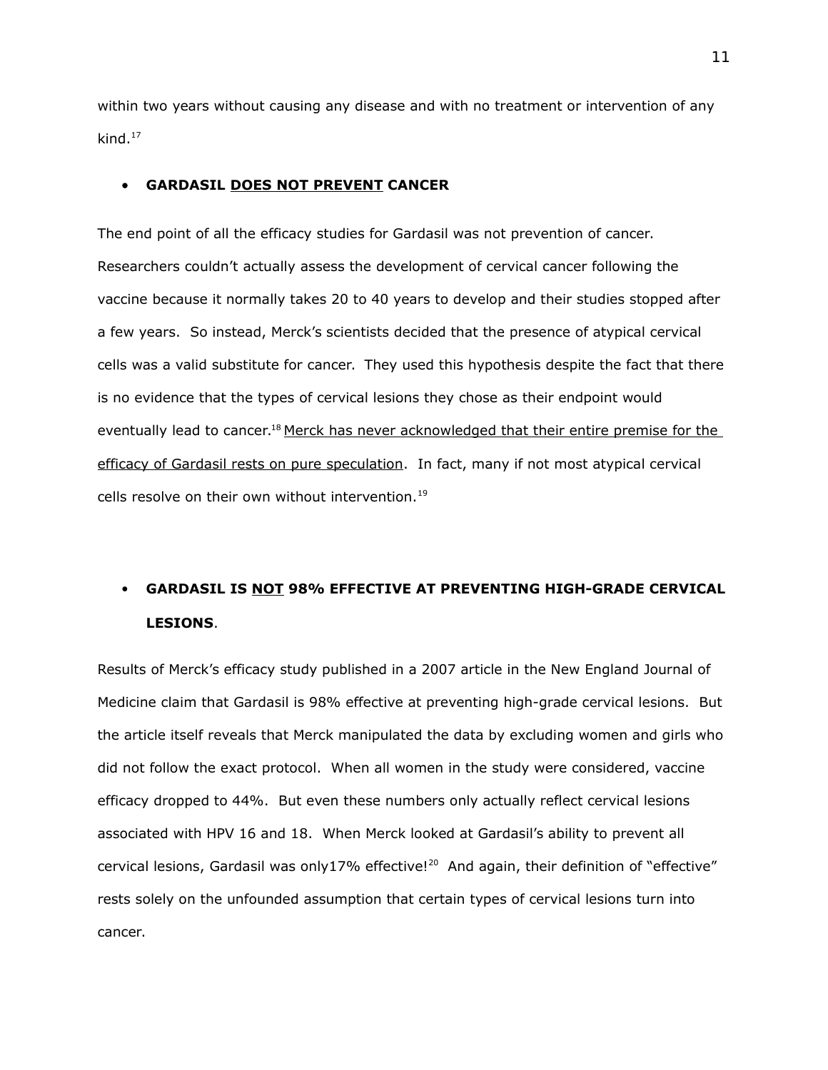within two years without causing any disease and with no treatment or intervention of any kind.[17]

- **GARDASIL <u>DOES NOT PREVENT</u> CANCER**

The end point of all the efficacy studies for Gardasil was not prevention of cancer. Researchers couldn't actually assess the development of cervical cancer following the vaccine because it normally takes 20 to 40 years to develop and their studies stopped after a few years. So instead, Merck's scientists decided that the presence of atypical cervical cells was a valid substitute for cancer. They used this hypothesis despite the fact that there is no evidence that the types of cervical lesions they chose as their endpoint would eventually lead to cancer.[18] <u>Merck has never acknowledged that their entire premise for the efficacy of Gardasil rests on pure speculation</u>. In fact, many if not most atypical cervical cells resolve on their own without intervention.[19]

- **GARDASIL IS <u>NOT</u> 98% EFFECTIVE AT PREVENTING HIGH-GRADE CERVICAL LESIONS**.

Results of Merck's efficacy study published in a 2007 article in the New England Journal of Medicine claim that Gardasil is 98% effective at preventing high-grade cervical lesions. But the article itself reveals that Merck manipulated the data by excluding women and girls who did not follow the exact protocol. When all women in the study were considered, vaccine efficacy dropped to 44%. But even these numbers only actually reflect cervical lesions associated with HPV 16 and 18. When Merck looked at Gardasil's ability to prevent all cervical lesions, Gardasil was only17% effective![20] And again, their definition of "effective" rests solely on the unfounded assumption that certain types of cervical lesions turn into cancer.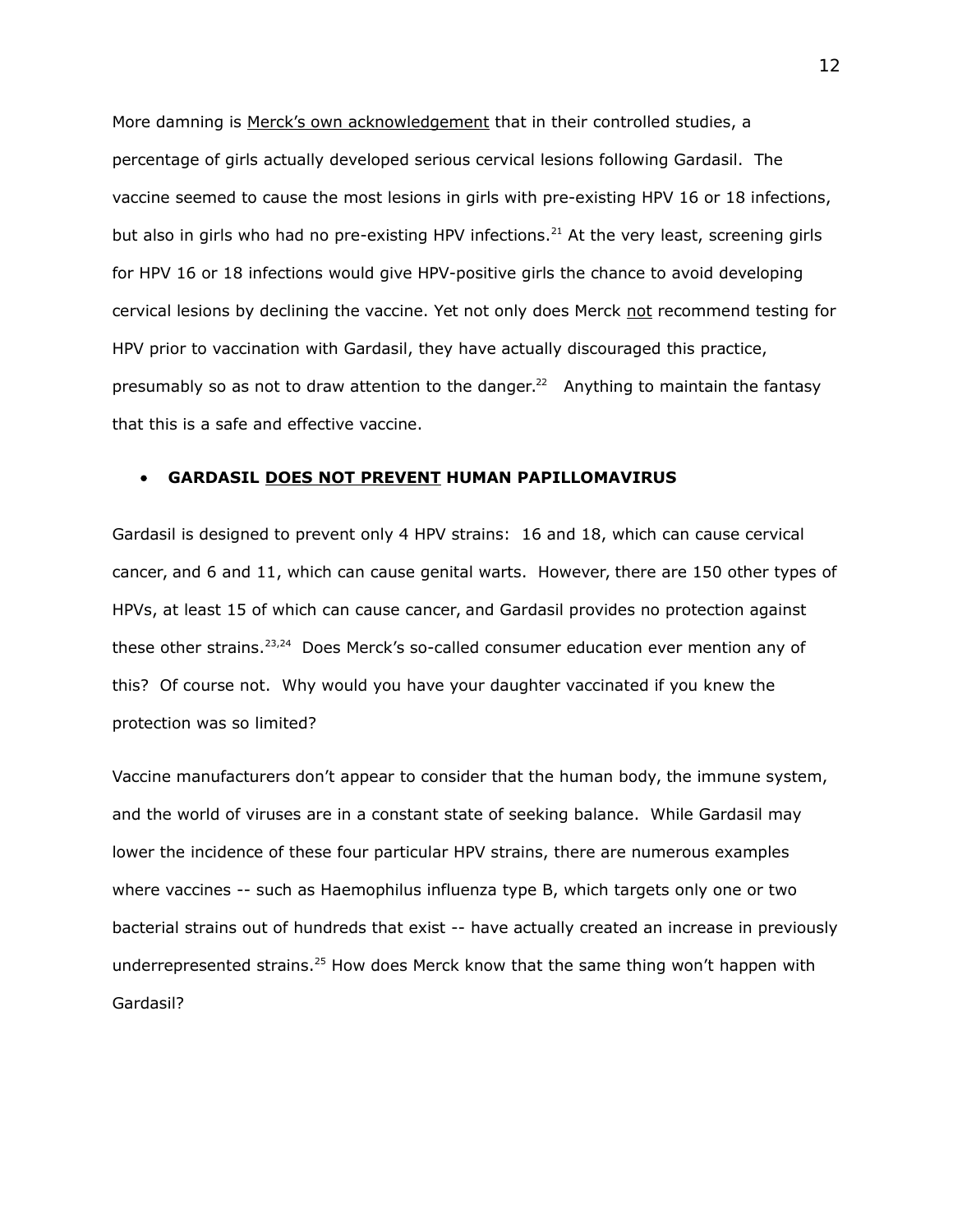More damning is <u>Merck's own acknowledgement</u> that in their controlled studies, a percentage of girls actually developed serious cervical lesions following Gardasil. The vaccine seemed to cause the most lesions in girls with pre-existing HPV 16 or 18 infections, but also in girls who had no pre-existing HPV infections.[21] At the very least, screening girls for HPV 16 or 18 infections would give HPV-positive girls the chance to avoid developing cervical lesions by declining the vaccine. Yet not only does Merck <u>not</u> recommend testing for HPV prior to vaccination with Gardasil, they have actually discouraged this practice, presumably so as not to draw attention to the danger.[22] Anything to maintain the fantasy that this is a safe and effective vaccine.

- **GARDASIL <u>DOES NOT PREVENT</u> HUMAN PAPILLOMAVIRUS**

Gardasil is designed to prevent only 4 HPV strains: 16 and 18, which can cause cervical cancer, and 6 and 11, which can cause genital warts. However, there are 150 other types of HPVs, at least 15 of which can cause cancer, and Gardasil provides no protection against these other strains.[23,24] Does Merck's so-called consumer education ever mention any of this? Of course not. Why would you have your daughter vaccinated if you knew the protection was so limited?

Vaccine manufacturers don't appear to consider that the human body, the immune system, and the world of viruses are in a constant state of seeking balance. While Gardasil may lower the incidence of these four particular HPV strains, there are numerous examples where vaccines -- such as Haemophilus influenza type B, which targets only one or two bacterial strains out of hundreds that exist -- have actually created an increase in previously underrepresented strains.[25] How does Merck know that the same thing won't happen with Gardasil?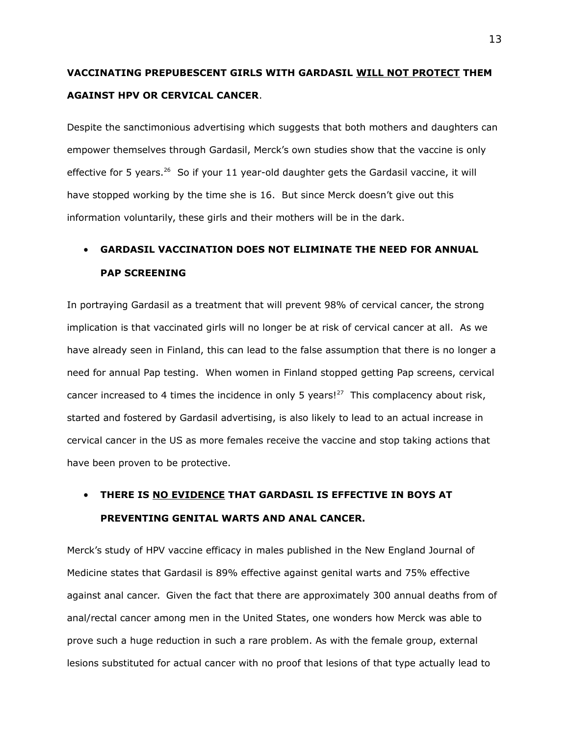**VACCINATING PREPUBESCENT GIRLS WITH GARDASIL <u>WILL NOT PROTECT</u> THEM AGAINST HPV OR CERVICAL CANCER**.

Despite the sanctimonious advertising which suggests that both mothers and daughters can empower themselves through Gardasil, Merck's own studies show that the vaccine is only effective for 5 years.[26] So if your 11 year-old daughter gets the Gardasil vaccine, it will have stopped working by the time she is 16. But since Merck doesn't give out this information voluntarily, these girls and their mothers will be in the dark.

- **GARDASIL VACCINATION DOES NOT ELIMINATE THE NEED FOR ANNUAL PAP SCREENING**

In portraying Gardasil as a treatment that will prevent 98% of cervical cancer, the strong implication is that vaccinated girls will no longer be at risk of cervical cancer at all. As we have already seen in Finland, this can lead to the false assumption that there is no longer a need for annual Pap testing. When women in Finland stopped getting Pap screens, cervical cancer increased to 4 times the incidence in only 5 years![27] This complacency about risk, started and fostered by Gardasil advertising, is also likely to lead to an actual increase in cervical cancer in the US as more females receive the vaccine and stop taking actions that have been proven to be protective.

- **THERE IS <u>NO EVIDENCE</u> THAT GARDASIL IS EFFECTIVE IN BOYS AT PREVENTING GENITAL WARTS AND ANAL CANCER.**

Merck's study of HPV vaccine efficacy in males published in the New England Journal of Medicine states that Gardasil is 89% effective against genital warts and 75% effective against anal cancer. Given the fact that there are approximately 300 annual deaths from of anal/rectal cancer among men in the United States, one wonders how Merck was able to prove such a huge reduction in such a rare problem. As with the female group, external lesions substituted for actual cancer with no proof that lesions of that type actually lead to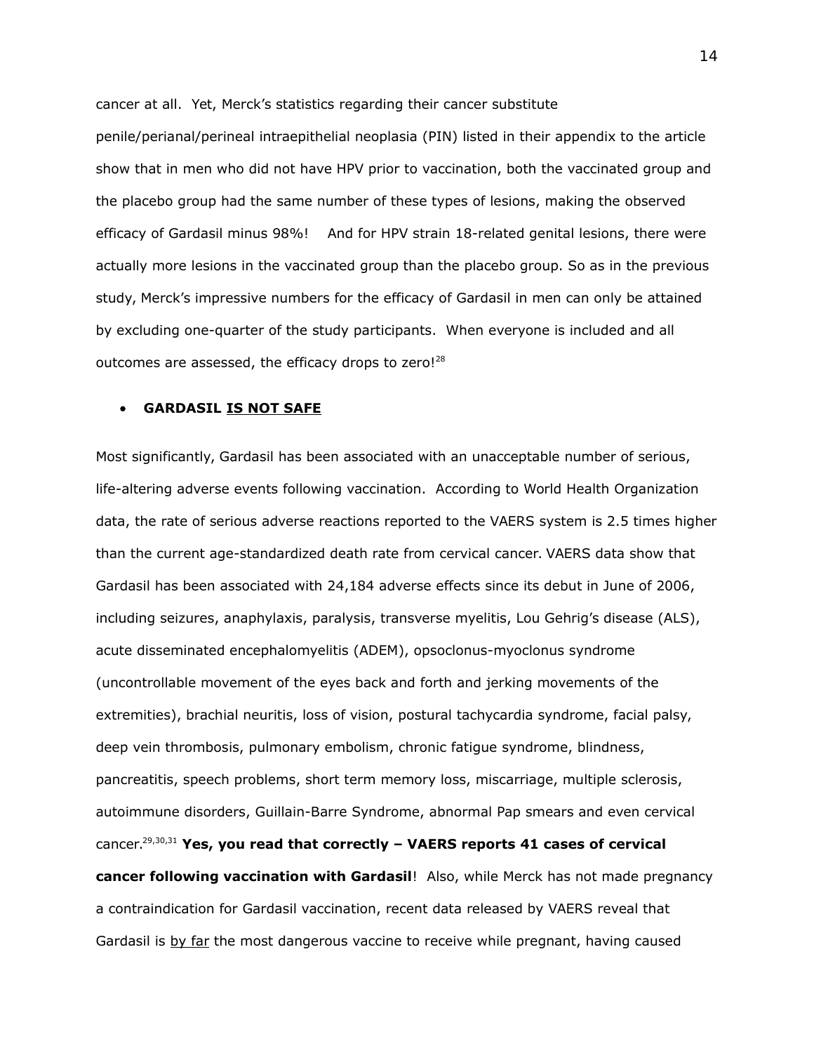cancer at all. Yet, Merck's statistics regarding their cancer substitute penile/perianal/perineal intraepithelial neoplasia (PIN) listed in their appendix to the article show that in men who did not have HPV prior to vaccination, both the vaccinated group and the placebo group had the same number of these types of lesions, making the observed efficacy of Gardasil minus 98%! And for HPV strain 18-related genital lesions, there were actually more lesions in the vaccinated group than the placebo group. So as in the previous study, Merck's impressive numbers for the efficacy of Gardasil in men can only be attained by excluding one-quarter of the study participants. When everyone is included and all outcomes are assessed, the efficacy drops to zero![28]

- **GARDASIL <u>IS NOT SAFE</u>**

Most significantly, Gardasil has been associated with an unacceptable number of serious, life-altering adverse events following vaccination. According to World Health Organization data, the rate of serious adverse reactions reported to the VAERS system is 2.5 times higher than the current age-standardized death rate from cervical cancer. VAERS data show that Gardasil has been associated with 24,184 adverse effects since its debut in June of 2006, including seizures, anaphylaxis, paralysis, transverse myelitis, Lou Gehrig's disease (ALS), acute disseminated encephalomyelitis (ADEM), opsoclonus-myoclonus syndrome (uncontrollable movement of the eyes back and forth and jerking movements of the extremities), brachial neuritis, loss of vision, postural tachycardia syndrome, facial palsy, deep vein thrombosis, pulmonary embolism, chronic fatigue syndrome, blindness, pancreatitis, speech problems, short term memory loss, miscarriage, multiple sclerosis, autoimmune disorders, Guillain-Barre Syndrome, abnormal Pap smears and even cervical cancer.[29,30,31] **Yes, you read that correctly – VAERS reports 41 cases of cervical cancer following vaccination with Gardasil**! Also, while Merck has not made pregnancy a contraindication for Gardasil vaccination, recent data released by VAERS reveal that Gardasil is <u>by far</u> the most dangerous vaccine to receive while pregnant, having caused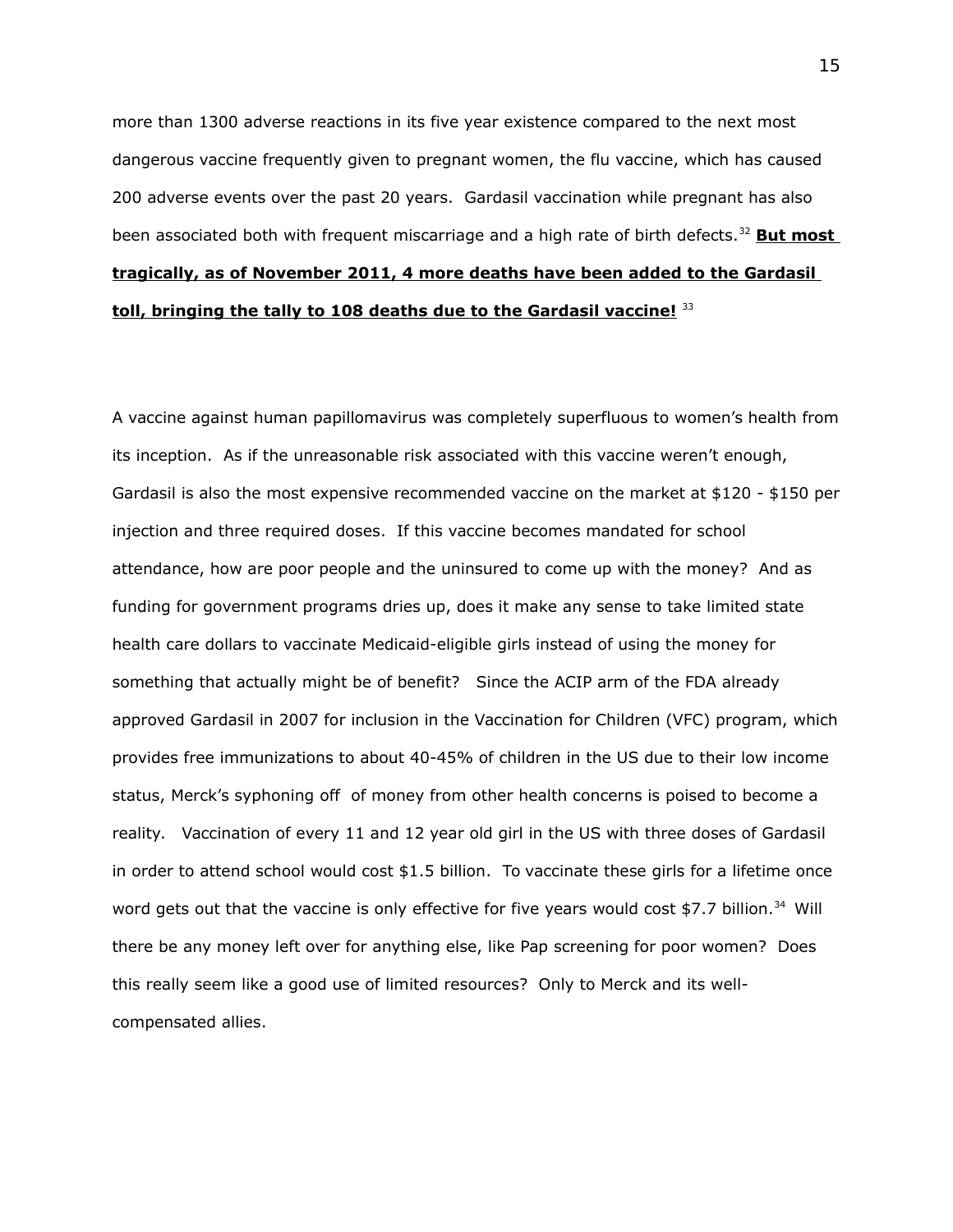more than 1300 adverse reactions in its five year existence compared to the next most dangerous vaccine frequently given to pregnant women, the flu vaccine, which has caused 200 adverse events over the past 20 years. Gardasil vaccination while pregnant has also been associated both with frequent miscarriage and a high rate of birth defects.[32] **But most tragically, as of November 2011, 4 more deaths have been added to the Gardasil toll, bringing the tally to 108 deaths due to the Gardasil vaccine!** [33]

A vaccine against human papillomavirus was completely superfluous to women's health from its inception. As if the unreasonable risk associated with this vaccine weren't enough, Gardasil is also the most expensive recommended vaccine on the market at $120 - $150 per injection and three required doses. If this vaccine becomes mandated for school attendance, how are poor people and the uninsured to come up with the money? And as funding for government programs dries up, does it make any sense to take limited state health care dollars to vaccinate Medicaid-eligible girls instead of using the money for something that actually might be of benefit? Since the ACIP arm of the FDA already approved Gardasil in 2007 for inclusion in the Vaccination for Children (VFC) program, which provides free immunizations to about 40-45% of children in the US due to their low income status, Merck's syphoning off of money from other health concerns is poised to become a reality. Vaccination of every 11 and 12 year old girl in the US with three doses of Gardasil in order to attend school would cost $1.5 billion. To vaccinate these girls for a lifetime once word gets out that the vaccine is only effective for five years would cost $7.7 billion.[34] Will there be any money left over for anything else, like Pap screening for poor women? Does this really seem like a good use of limited resources? Only to Merck and its well-compensated allies.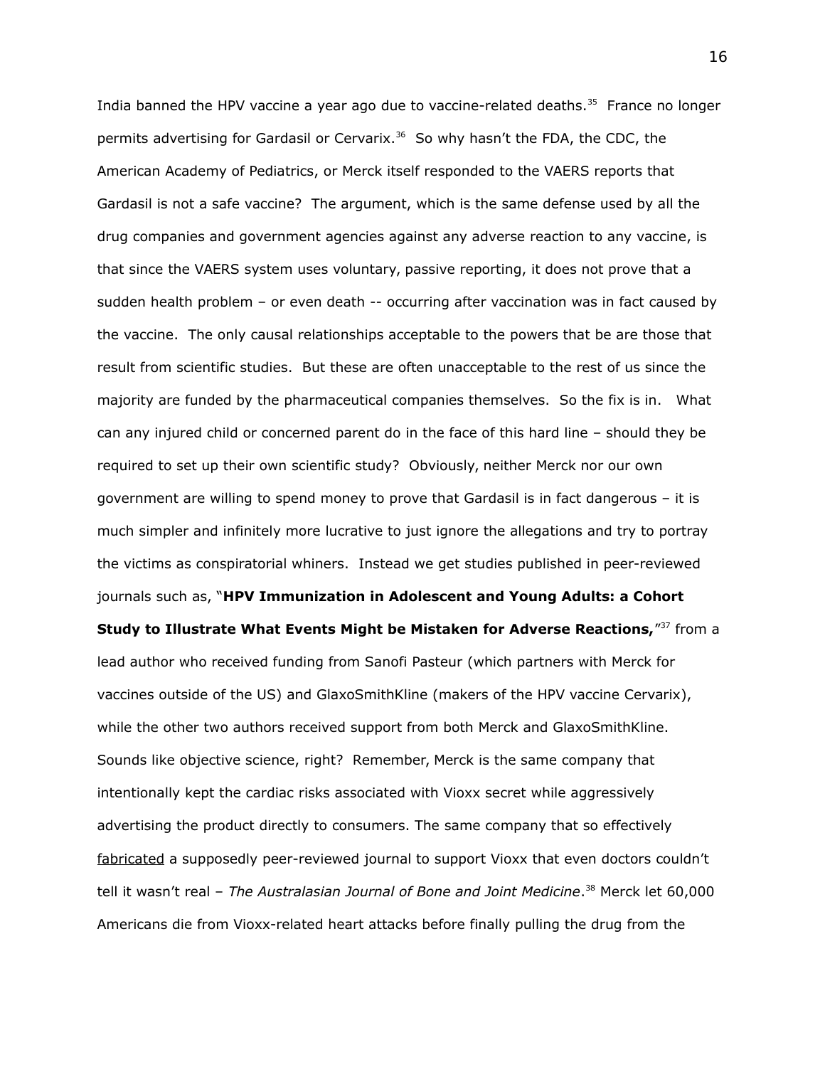India banned the HPV vaccine a year ago due to vaccine-related deaths.[35] France no longer permits advertising for Gardasil or Cervarix.[36] So why hasn't the FDA, the CDC, the American Academy of Pediatrics, or Merck itself responded to the VAERS reports that Gardasil is not a safe vaccine? The argument, which is the same defense used by all the drug companies and government agencies against any adverse reaction to any vaccine, is that since the VAERS system uses voluntary, passive reporting, it does not prove that a sudden health problem – or even death -- occurring after vaccination was in fact caused by the vaccine. The only causal relationships acceptable to the powers that be are those that result from scientific studies. But these are often unacceptable to the rest of us since the majority are funded by the pharmaceutical companies themselves. So the fix is in. What can any injured child or concerned parent do in the face of this hard line – should they be required to set up their own scientific study? Obviously, neither Merck nor our own government are willing to spend money to prove that Gardasil is in fact dangerous – it is much simpler and infinitely more lucrative to just ignore the allegations and try to portray the victims as conspiratorial whiners. Instead we get studies published in peer-reviewed journals such as, "**HPV Immunization in Adolescent and Young Adults: a Cohort Study to Illustrate What Events Might be Mistaken for Adverse Reactions,**"[37] from a lead author who received funding from Sanofi Pasteur (which partners with Merck for vaccines outside of the US) and GlaxoSmithKline (makers of the HPV vaccine Cervarix), while the other two authors received support from both Merck and GlaxoSmithKline. Sounds like objective science, right? Remember, Merck is the same company that intentionally kept the cardiac risks associated with Vioxx secret while aggressively advertising the product directly to consumers. The same company that so effectively fabricated a supposedly peer-reviewed journal to support Vioxx that even doctors couldn't tell it wasn't real – *The Australasian Journal of Bone and Joint Medicine*.[38] Merck let 60,000 Americans die from Vioxx-related heart attacks before finally pulling the drug from the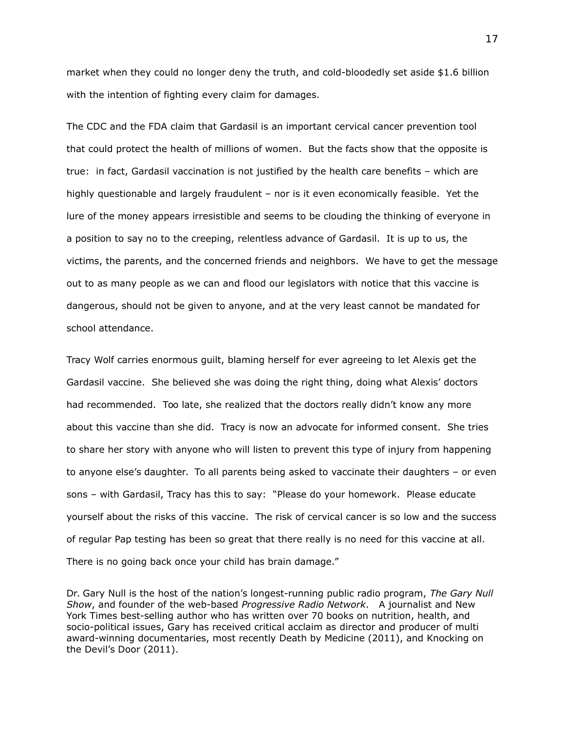market when they could no longer deny the truth, and cold-bloodedly set aside $1.6 billion with the intention of fighting every claim for damages.

The CDC and the FDA claim that Gardasil is an important cervical cancer prevention tool that could protect the health of millions of women. But the facts show that the opposite is true: in fact, Gardasil vaccination is not justified by the health care benefits – which are highly questionable and largely fraudulent – nor is it even economically feasible. Yet the lure of the money appears irresistible and seems to be clouding the thinking of everyone in a position to say no to the creeping, relentless advance of Gardasil. It is up to us, the victims, the parents, and the concerned friends and neighbors. We have to get the message out to as many people as we can and flood our legislators with notice that this vaccine is dangerous, should not be given to anyone, and at the very least cannot be mandated for school attendance.

Tracy Wolf carries enormous guilt, blaming herself for ever agreeing to let Alexis get the Gardasil vaccine. She believed she was doing the right thing, doing what Alexis' doctors had recommended. Too late, she realized that the doctors really didn't know any more about this vaccine than she did. Tracy is now an advocate for informed consent. She tries to share her story with anyone who will listen to prevent this type of injury from happening to anyone else's daughter. To all parents being asked to vaccinate their daughters – or even sons – with Gardasil, Tracy has this to say: "Please do your homework. Please educate yourself about the risks of this vaccine. The risk of cervical cancer is so low and the success of regular Pap testing has been so great that there really is no need for this vaccine at all. There is no going back once your child has brain damage."

Dr. Gary Null is the host of the nation's longest-running public radio program, *The Gary Null Show*, and founder of the web-based *Progressive Radio Network*. A journalist and New York Times best-selling author who has written over 70 books on nutrition, health, and socio-political issues, Gary has received critical acclaim as director and producer of multi award-winning documentaries, most recently Death by Medicine (2011), and Knocking on the Devil's Door (2011).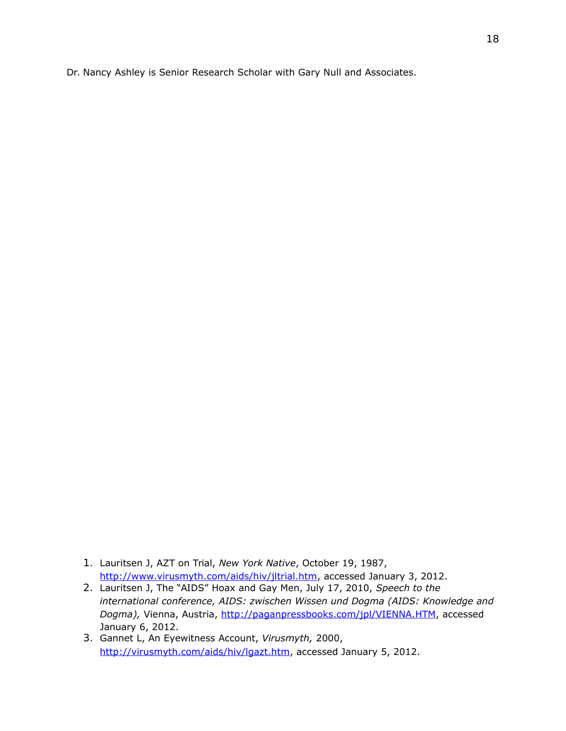Dr. Nancy Ashley is Senior Research Scholar with Gary Null and Associates.

1. Lauritsen J, AZT on Trial, *New York Native*, October 19, 1987, http://www.virusmyth.com/aids/hiv/jltrial.htm, accessed January 3, 2012.
2. Lauritsen J, The "AIDS" Hoax and Gay Men, July 17, 2010, *Speech to the international conference, AIDS: zwischen Wissen und Dogma (AIDS: Knowledge and Dogma),* Vienna, Austria, http://paganpressbooks.com/jpl/VIENNA.HTM, accessed January 6, 2012.
3. Gannet L, An Eyewitness Account, *Virusmyth,* 2000, http://virusmyth.com/aids/hiv/lgazt.htm, accessed January 5, 2012.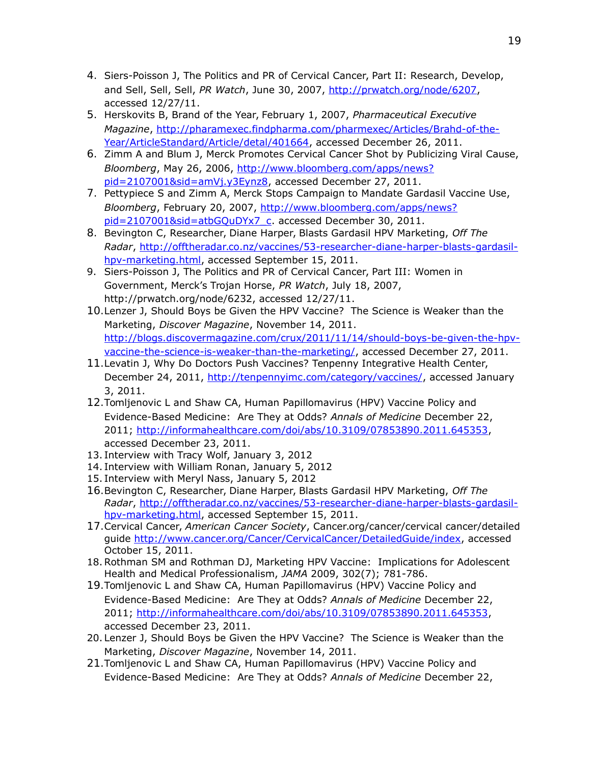4. Siers-Poisson J, The Politics and PR of Cervical Cancer, Part II: Research, Develop, and Sell, Sell, Sell, *PR Watch*, June 30, 2007, http://prwatch.org/node/6207, accessed 12/27/11.
5. Herskovits B, Brand of the Year, February 1, 2007, *Pharmaceutical Executive Magazine*, http://pharamexec.findpharma.com/pharmexec/Articles/Brahd-of-the-Year/ArticleStandard/Article/detal/401664, accessed December 26, 2011.
6. Zimm A and Blum J, Merck Promotes Cervical Cancer Shot by Publicizing Viral Cause, *Bloomberg*, May 26, 2006, http://www.bloomberg.com/apps/news?pid=2107001&sid=amVj.y3Eynz8, accessed December 27, 2011.
7. Pettypiece S and Zimm A, Merck Stops Campaign to Mandate Gardasil Vaccine Use, *Bloomberg*, February 20, 2007, http://www.bloomberg.com/apps/news?pid=2107001&sid=atbGQuDYx7_c. accessed December 30, 2011.
8. Bevington C, Researcher, Diane Harper, Blasts Gardasil HPV Marketing, *Off The Radar*, http://offtheradar.co.nz/vaccines/53-researcher-diane-harper-blasts-gardasil-hpv-marketing.html, accessed September 15, 2011.
9. Siers-Poisson J, The Politics and PR of Cervical Cancer, Part III: Women in Government, Merck's Trojan Horse, *PR Watch*, July 18, 2007, http://prwatch.org/node/6232, accessed 12/27/11.
10. Lenzer J, Should Boys be Given the HPV Vaccine? The Science is Weaker than the Marketing, *Discover Magazine*, November 14, 2011. http://blogs.discovermagazine.com/crux/2011/11/14/should-boys-be-given-the-hpv-vaccine-the-science-is-weaker-than-the-marketing/, accessed December 27, 2011.
11. Levatin J, Why Do Doctors Push Vaccines? Tenpenny Integrative Health Center, December 24, 2011, http://tenpennyimc.com/category/vaccines/, accessed January 3, 2011.
12. Tomljenovic L and Shaw CA, Human Papillomavirus (HPV) Vaccine Policy and Evidence-Based Medicine: Are They at Odds? *Annals of Medicine* December 22, 2011; http://informahealthcare.com/doi/abs/10.3109/07853890.2011.645353, accessed December 23, 2011.
13. Interview with Tracy Wolf, January 3, 2012
14. Interview with William Ronan, January 5, 2012
15. Interview with Meryl Nass, January 5, 2012
16. Bevington C, Researcher, Diane Harper, Blasts Gardasil HPV Marketing, *Off The Radar*, http://offtheradar.co.nz/vaccines/53-researcher-diane-harper-blasts-gardasil-hpv-marketing.html, accessed September 15, 2011.
17. Cervical Cancer, *American Cancer Society*, Cancer.org/cancer/cervical cancer/detailed guide http://www.cancer.org/Cancer/CervicalCancer/DetailedGuide/index, accessed October 15, 2011.
18. Rothman SM and Rothman DJ, Marketing HPV Vaccine: Implications for Adolescent Health and Medical Professionalism, *JAMA* 2009, 302(7); 781-786.
19. Tomljenovic L and Shaw CA, Human Papillomavirus (HPV) Vaccine Policy and Evidence-Based Medicine: Are They at Odds? *Annals of Medicine* December 22, 2011; http://informahealthcare.com/doi/abs/10.3109/07853890.2011.645353, accessed December 23, 2011.
20. Lenzer J, Should Boys be Given the HPV Vaccine? The Science is Weaker than the Marketing, *Discover Magazine*, November 14, 2011.
21. Tomljenovic L and Shaw CA, Human Papillomavirus (HPV) Vaccine Policy and Evidence-Based Medicine: Are They at Odds? *Annals of Medicine* December 22,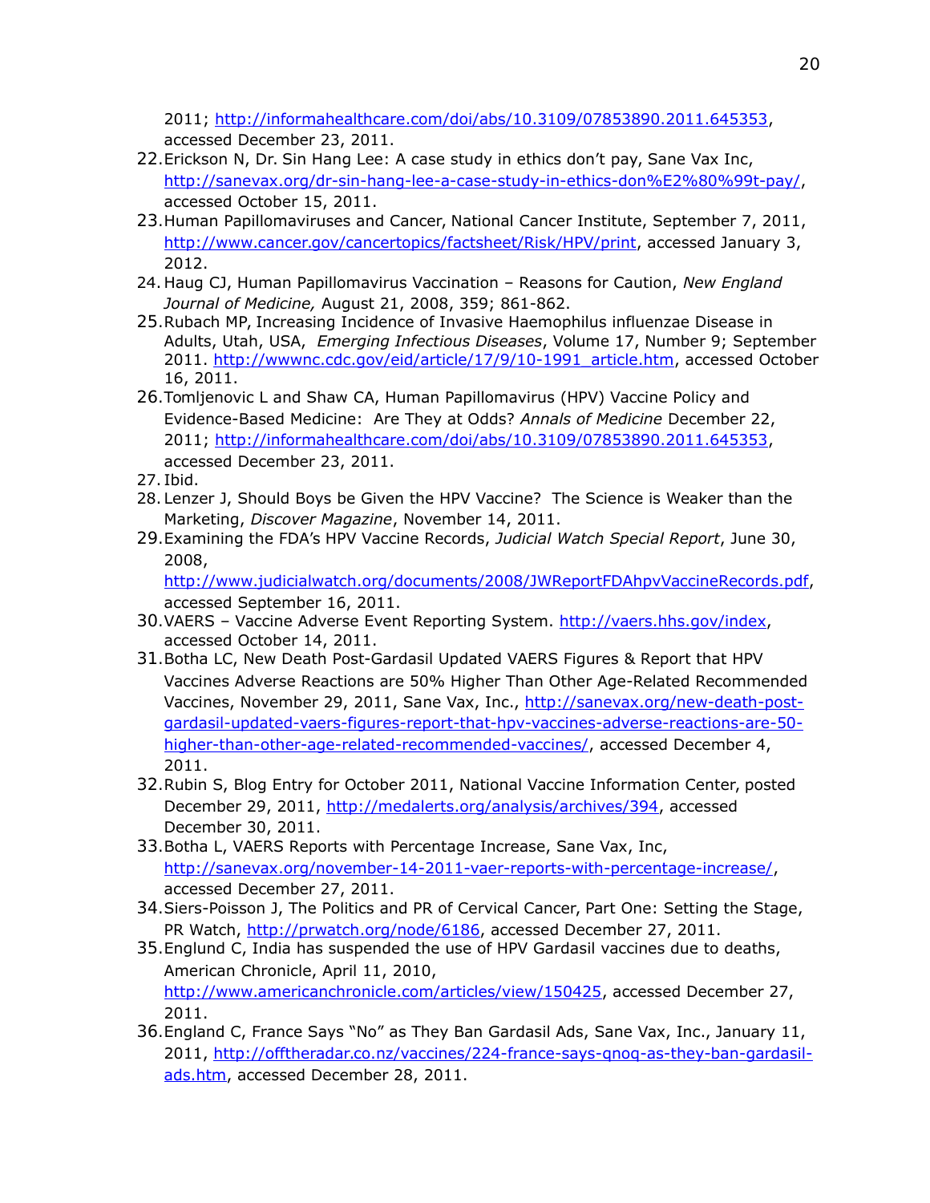2011; http://informahealthcare.com/doi/abs/10.3109/07853890.2011.645353, accessed December 23, 2011.

22. Erickson N, Dr. Sin Hang Lee: A case study in ethics don't pay, Sane Vax Inc, http://sanevax.org/dr-sin-hang-lee-a-case-study-in-ethics-don%E2%80%99t-pay/, accessed October 15, 2011.
23. Human Papillomaviruses and Cancer, National Cancer Institute, September 7, 2011, http://www.cancer.gov/cancertopics/factsheet/Risk/HPV/print, accessed January 3, 2012.
24. Haug CJ, Human Papillomavirus Vaccination – Reasons for Caution, *New England Journal of Medicine,* August 21, 2008, 359; 861-862.
25. Rubach MP, Increasing Incidence of Invasive Haemophilus influenzae Disease in Adults, Utah, USA, *Emerging Infectious Diseases*, Volume 17, Number 9; September 2011. http://wwwnc.cdc.gov/eid/article/17/9/10-1991_article.htm, accessed October 16, 2011.
26. Tomljenovic L and Shaw CA, Human Papillomavirus (HPV) Vaccine Policy and Evidence-Based Medicine: Are They at Odds? *Annals of Medicine* December 22, 2011; http://informahealthcare.com/doi/abs/10.3109/07853890.2011.645353, accessed December 23, 2011.
27. Ibid.
28. Lenzer J, Should Boys be Given the HPV Vaccine? The Science is Weaker than the Marketing, *Discover Magazine*, November 14, 2011.
29. Examining the FDA's HPV Vaccine Records, *Judicial Watch Special Report*, June 30, 2008, http://www.judicialwatch.org/documents/2008/JWReportFDAhpvVaccineRecords.pdf, accessed September 16, 2011.
30. VAERS – Vaccine Adverse Event Reporting System. http://vaers.hhs.gov/index, accessed October 14, 2011.
31. Botha LC, New Death Post-Gardasil Updated VAERS Figures & Report that HPV Vaccines Adverse Reactions are 50% Higher Than Other Age-Related Recommended Vaccines, November 29, 2011, Sane Vax, Inc., http://sanevax.org/new-death-post-gardasil-updated-vaers-figures-report-that-hpv-vaccines-adverse-reactions-are-50-higher-than-other-age-related-recommended-vaccines/, accessed December 4, 2011.
32. Rubin S, Blog Entry for October 2011, National Vaccine Information Center, posted December 29, 2011, http://medalerts.org/analysis/archives/394, accessed December 30, 2011.
33. Botha L, VAERS Reports with Percentage Increase, Sane Vax, Inc, http://sanevax.org/november-14-2011-vaer-reports-with-percentage-increase/, accessed December 27, 2011.
34. Siers-Poisson J, The Politics and PR of Cervical Cancer, Part One: Setting the Stage, PR Watch, http://prwatch.org/node/6186, accessed December 27, 2011.
35. Englund C, India has suspended the use of HPV Gardasil vaccines due to deaths, American Chronicle, April 11, 2010, http://www.americanchronicle.com/articles/view/150425, accessed December 27, 2011.
36. England C, France Says "No" as They Ban Gardasil Ads, Sane Vax, Inc., January 11, 2011, http://offtheradar.co.nz/vaccines/224-france-says-qnoq-as-they-ban-gardasil-ads.htm, accessed December 28, 2011.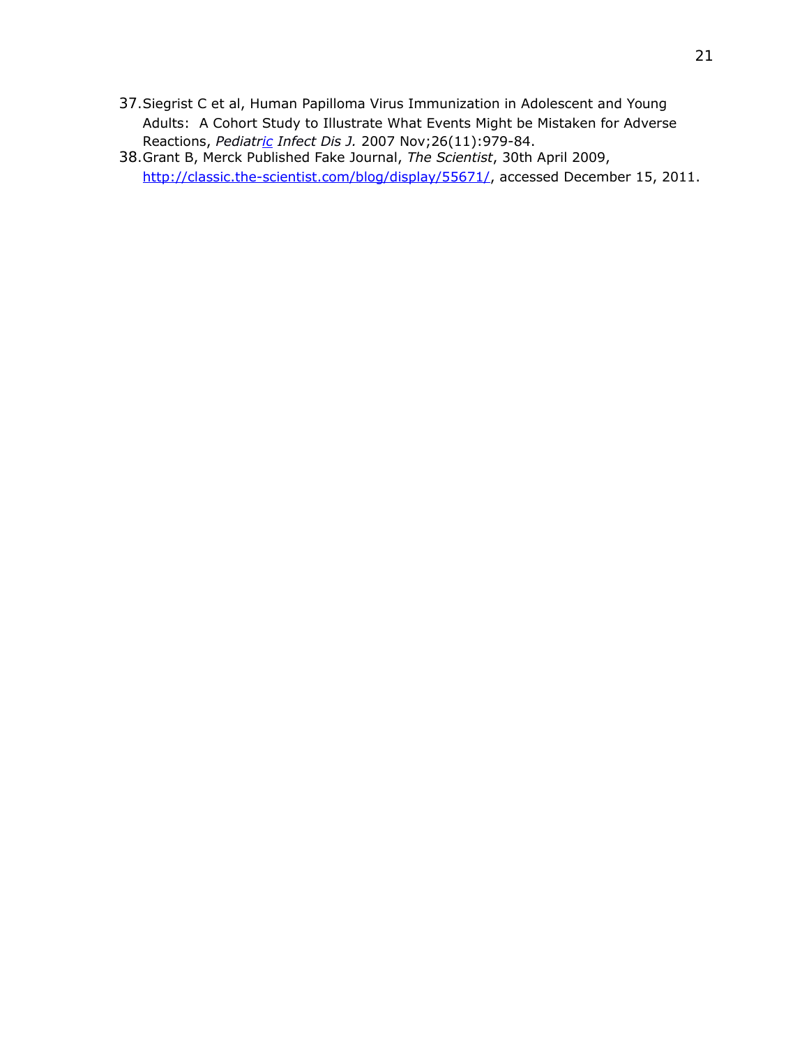37. Siegrist C et al, Human Papilloma Virus Immunization in Adolescent and Young Adults: A Cohort Study to Illustrate What Events Might be Mistaken for Adverse Reactions, *Pediatric Infect Dis J.* 2007 Nov;26(11):979-84.
38. Grant B, Merck Published Fake Journal, *The Scientist*, 30th April 2009, http://classic.the-scientist.com/blog/display/55671/, accessed December 15, 2011.